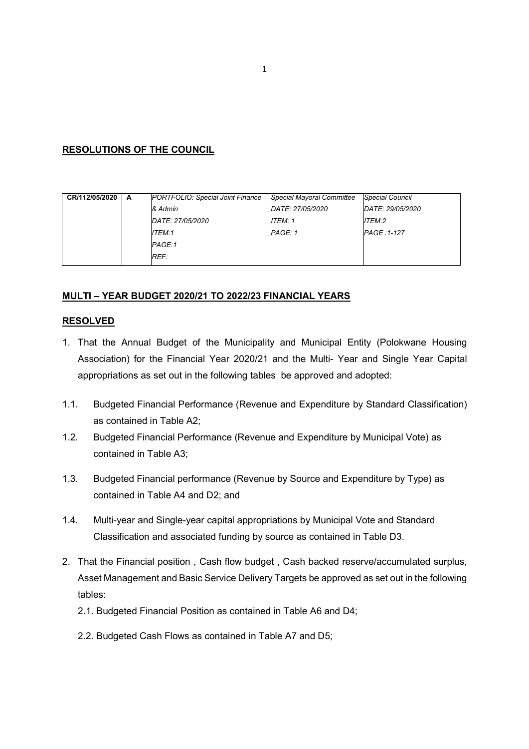**RESOLUTIONS OF THE COUNCIL**

| CR/112/05/2020 | A | *PORTFOLIO: Special Joint Finance & Admin*<br>*DATE: 27/05/2020*<br>*ITEM:1*<br>*PAGE:1*<br>*REF:* | *Special Mayoral Committee*<br>*DATE: 27/05/2020*<br>*ITEM: 1*<br>*PAGE: 1* | *Special Council*<br>*DATE: 29/05/2020*<br>*ITEM:2*<br>*PAGE :1-127* |
|---|---|---|---|---|

**MULTI – YEAR BUDGET 2020/21 TO 2022/23 FINANCIAL YEARS**

**RESOLVED**

1. That the Annual Budget of the Municipality and Municipal Entity (Polokwane Housing Association) for the Financial Year 2020/21 and the Multi- Year and Single Year Capital appropriations as set out in the following tables be approved and adopted:

1.1. Budgeted Financial Performance (Revenue and Expenditure by Standard Classification) as contained in Table A2;

1.2. Budgeted Financial Performance (Revenue and Expenditure by Municipal Vote) as contained in Table A3;

1.3. Budgeted Financial performance (Revenue by Source and Expenditure by Type) as contained in Table A4 and D2; and

1.4. Multi-year and Single-year capital appropriations by Municipal Vote and Standard Classification and associated funding by source as contained in Table D3.

2. That the Financial position , Cash flow budget , Cash backed reserve/accumulated surplus, Asset Management and Basic Service Delivery Targets be approved as set out in the following tables:

   2.1. Budgeted Financial Position as contained in Table A6 and D4;

   2.2. Budgeted Cash Flows as contained in Table A7 and D5;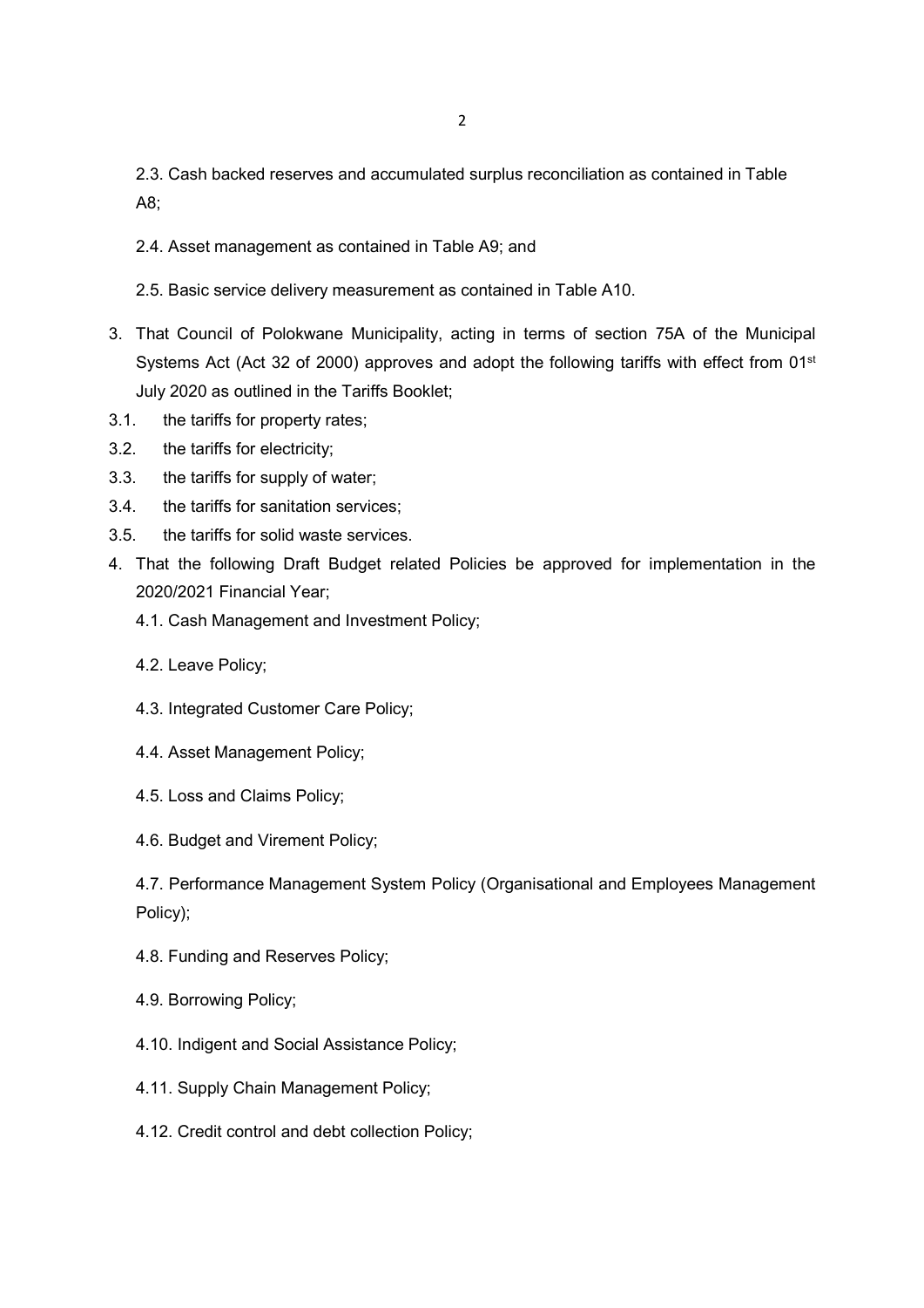2.3. Cash backed reserves and accumulated surplus reconciliation as contained in Table A8;

2.4. Asset management as contained in Table A9; and

2.5. Basic service delivery measurement as contained in Table A10.

3. That Council of Polokwane Municipality, acting in terms of section 75A of the Municipal Systems Act (Act 32 of 2000) approves and adopt the following tariffs with effect from 01st July 2020 as outlined in the Tariffs Booklet;

3.1. the tariffs for property rates;

3.2. the tariffs for electricity;

3.3. the tariffs for supply of water;

3.4. the tariffs for sanitation services;

3.5. the tariffs for solid waste services.

4. That the following Draft Budget related Policies be approved for implementation in the 2020/2021 Financial Year;

4.1. Cash Management and Investment Policy;

4.2. Leave Policy;

4.3. Integrated Customer Care Policy;

4.4. Asset Management Policy;

4.5. Loss and Claims Policy;

4.6. Budget and Virement Policy;

4.7. Performance Management System Policy (Organisational and Employees Management Policy);

4.8. Funding and Reserves Policy;

4.9. Borrowing Policy;

4.10. Indigent and Social Assistance Policy;

4.11. Supply Chain Management Policy;

4.12. Credit control and debt collection Policy;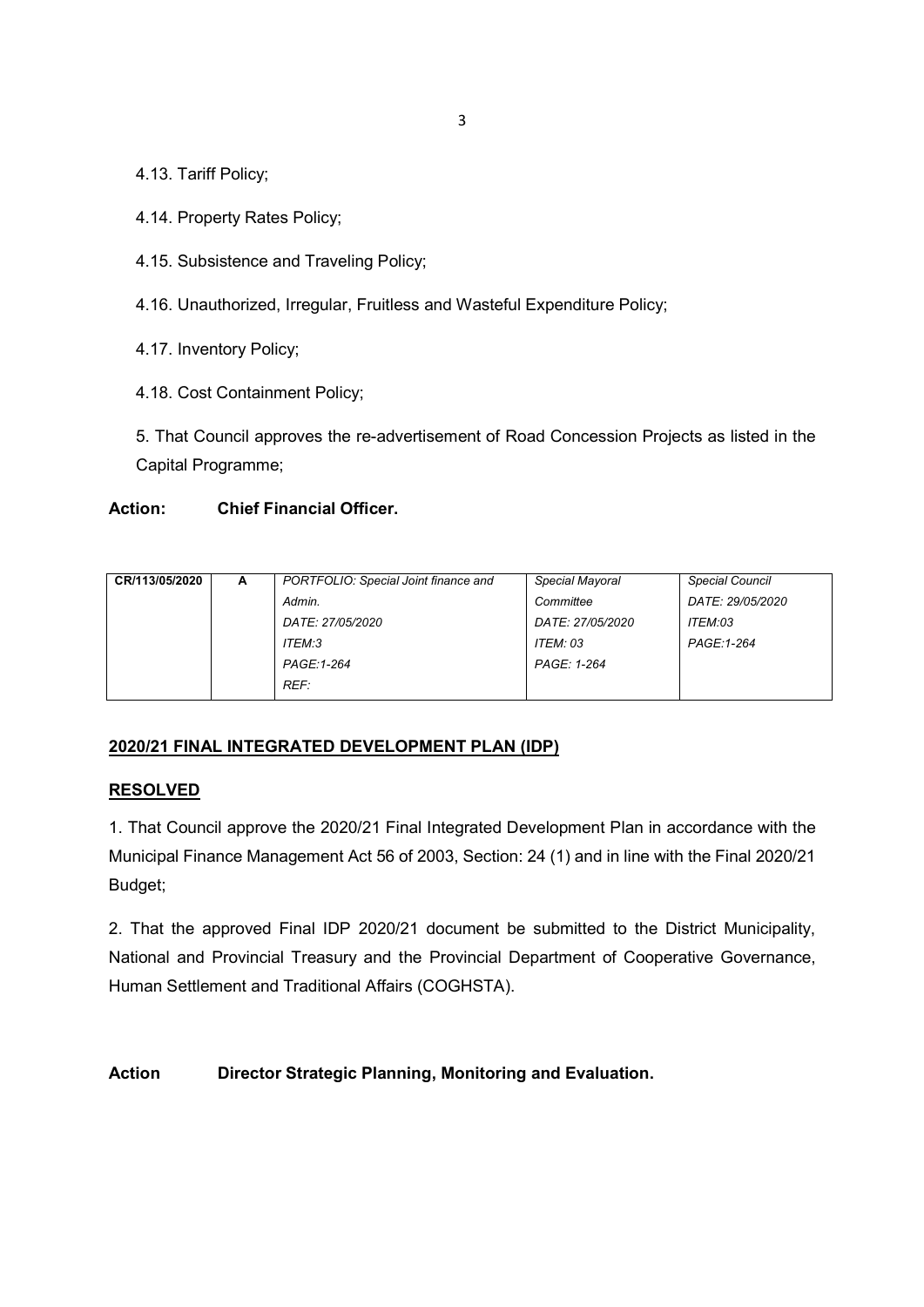4.13. Tariff Policy;

4.14. Property Rates Policy;

4.15. Subsistence and Traveling Policy;

4.16. Unauthorized, Irregular, Fruitless and Wasteful Expenditure Policy;

4.17. Inventory Policy;

4.18. Cost Containment Policy;

5. That Council approves the re-advertisement of Road Concession Projects as listed in the Capital Programme;

**Action: Chief Financial Officer.**

| | | | | |
|---|---|---|---|---|
| **CR/113/05/2020** | **A** | *PORTFOLIO: Special Joint finance and Admin.*<br>*DATE: 27/05/2020*<br>*ITEM:3*<br>*PAGE:1-264*<br>*REF:* | *Special Mayoral Committee*<br>*DATE: 27/05/2020*<br>*ITEM: 03*<br>*PAGE: 1-264* | *Special Council*<br>*DATE: 29/05/2020*<br>*ITEM:03*<br>*PAGE:1-264* |

**2020/21 FINAL INTEGRATED DEVELOPMENT PLAN (IDP)**

**RESOLVED**

1. That Council approve the 2020/21 Final Integrated Development Plan in accordance with the Municipal Finance Management Act 56 of 2003, Section: 24 (1) and in line with the Final 2020/21 Budget;

2. That the approved Final IDP 2020/21 document be submitted to the District Municipality, National and Provincial Treasury and the Provincial Department of Cooperative Governance, Human Settlement and Traditional Affairs (COGHSTA).

**Action Director Strategic Planning, Monitoring and Evaluation.**